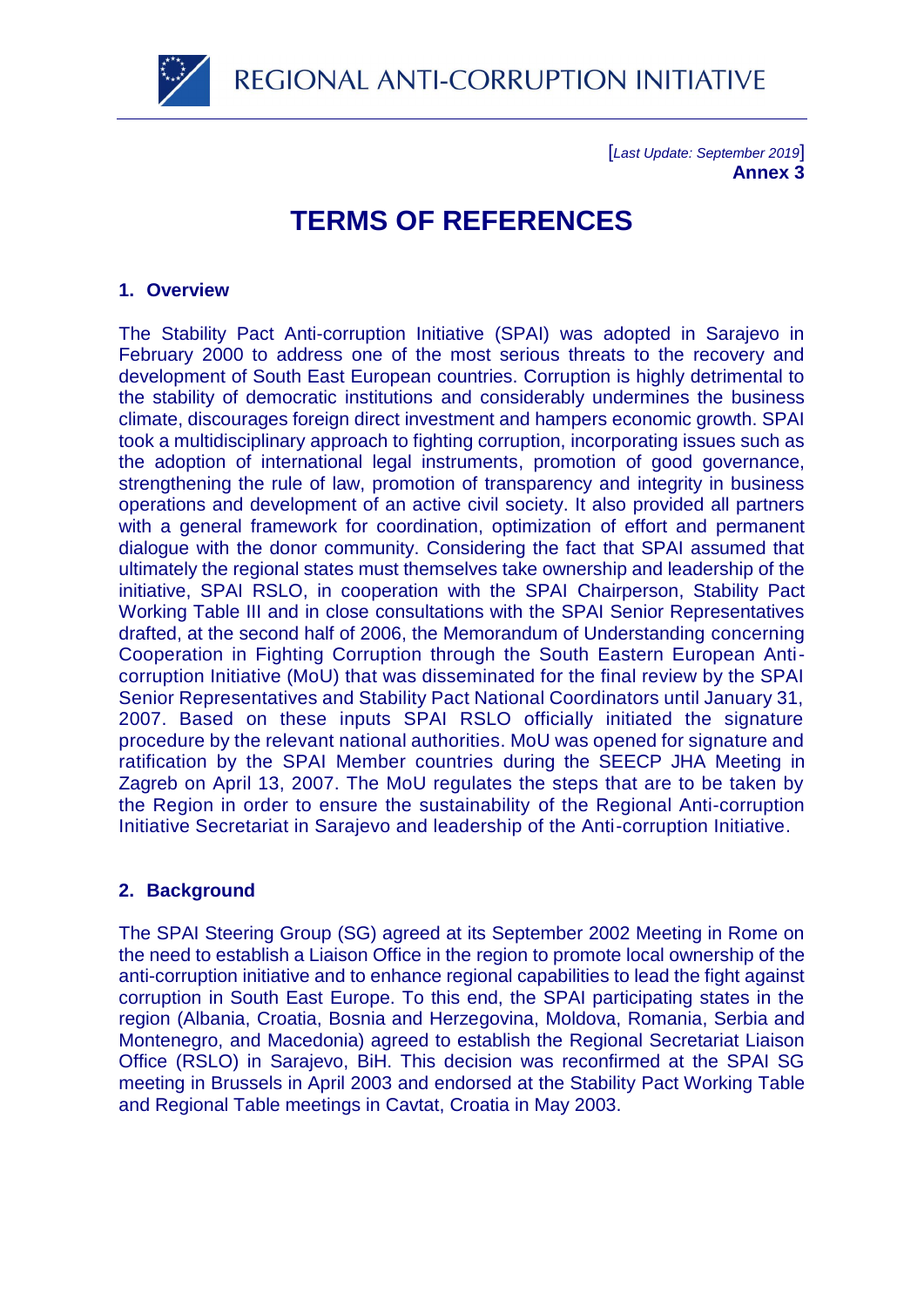[*Last Update: September 2019*]
**Annex 3**

# TERMS OF REFERENCES

## 1. Overview

The Stability Pact Anti-corruption Initiative (SPAI) was adopted in Sarajevo in February 2000 to address one of the most serious threats to the recovery and development of South East European countries. Corruption is highly detrimental to the stability of democratic institutions and considerably undermines the business climate, discourages foreign direct investment and hampers economic growth. SPAI took a multidisciplinary approach to fighting corruption, incorporating issues such as the adoption of international legal instruments, promotion of good governance, strengthening the rule of law, promotion of transparency and integrity in business operations and development of an active civil society. It also provided all partners with a general framework for coordination, optimization of effort and permanent dialogue with the donor community. Considering the fact that SPAI assumed that ultimately the regional states must themselves take ownership and leadership of the initiative, SPAI RSLO, in cooperation with the SPAI Chairperson, Stability Pact Working Table III and in close consultations with the SPAI Senior Representatives drafted, at the second half of 2006, the Memorandum of Understanding concerning Cooperation in Fighting Corruption through the South Eastern European Anti-corruption Initiative (MoU) that was disseminated for the final review by the SPAI Senior Representatives and Stability Pact National Coordinators until January 31, 2007. Based on these inputs SPAI RSLO officially initiated the signature procedure by the relevant national authorities. MoU was opened for signature and ratification by the SPAI Member countries during the SEECP JHA Meeting in Zagreb on April 13, 2007. The MoU regulates the steps that are to be taken by the Region in order to ensure the sustainability of the Regional Anti-corruption Initiative Secretariat in Sarajevo and leadership of the Anti-corruption Initiative.

## 2. Background

The SPAI Steering Group (SG) agreed at its September 2002 Meeting in Rome on the need to establish a Liaison Office in the region to promote local ownership of the anti-corruption initiative and to enhance regional capabilities to lead the fight against corruption in South East Europe. To this end, the SPAI participating states in the region (Albania, Croatia, Bosnia and Herzegovina, Moldova, Romania, Serbia and Montenegro, and Macedonia) agreed to establish the Regional Secretariat Liaison Office (RSLO) in Sarajevo, BiH. This decision was reconfirmed at the SPAI SG meeting in Brussels in April 2003 and endorsed at the Stability Pact Working Table and Regional Table meetings in Cavtat, Croatia in May 2003.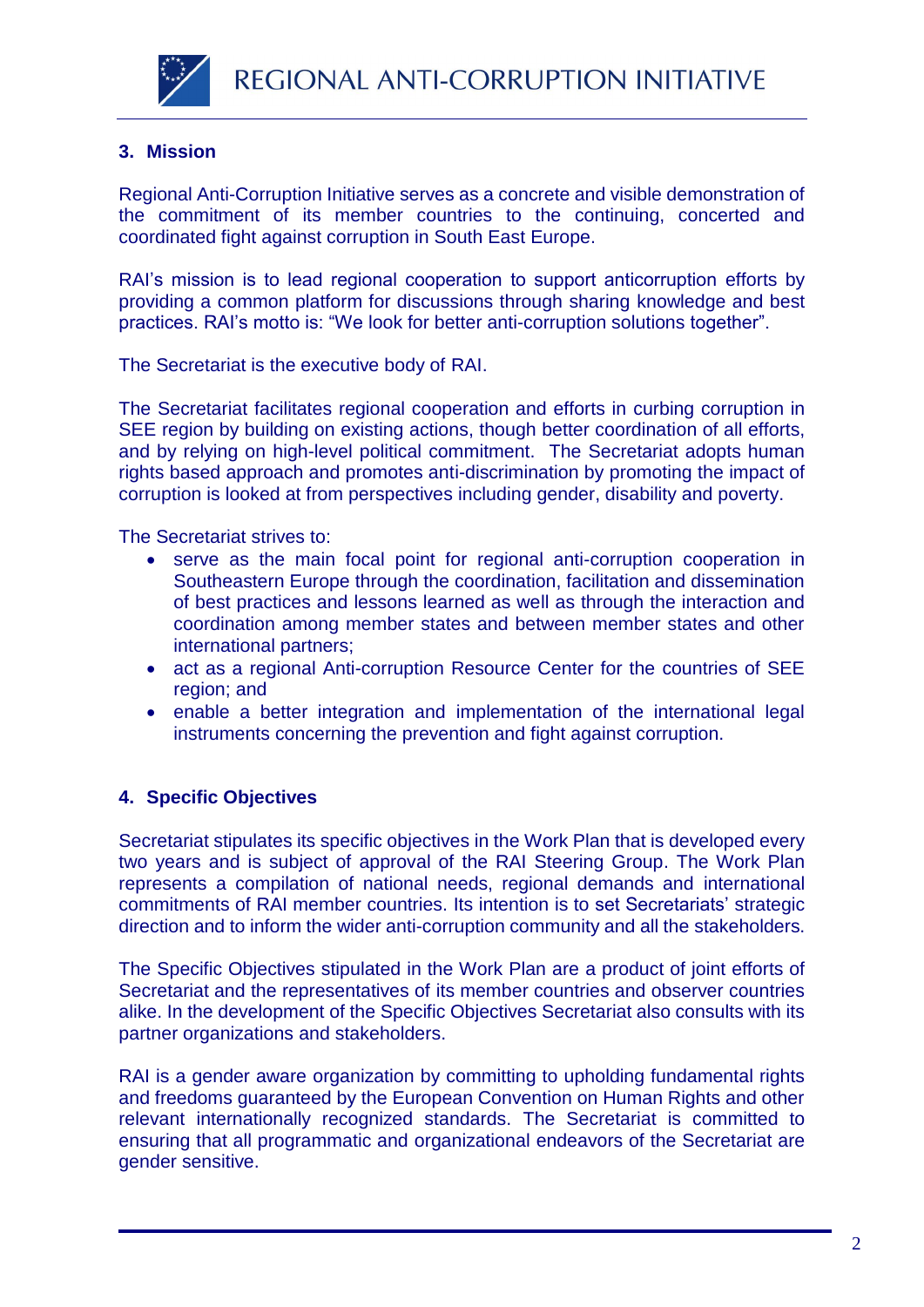## 3. Mission

Regional Anti-Corruption Initiative serves as a concrete and visible demonstration of the commitment of its member countries to the continuing, concerted and coordinated fight against corruption in South East Europe.

RAI's mission is to lead regional cooperation to support anticorruption efforts by providing a common platform for discussions through sharing knowledge and best practices. RAI's motto is: "We look for better anti-corruption solutions together".

The Secretariat is the executive body of RAI.

The Secretariat facilitates regional cooperation and efforts in curbing corruption in SEE region by building on existing actions, though better coordination of all efforts, and by relying on high-level political commitment. The Secretariat adopts human rights based approach and promotes anti-discrimination by promoting the impact of corruption is looked at from perspectives including gender, disability and poverty.

The Secretariat strives to:

- serve as the main focal point for regional anti-corruption cooperation in Southeastern Europe through the coordination, facilitation and dissemination of best practices and lessons learned as well as through the interaction and coordination among member states and between member states and other international partners;
- act as a regional Anti-corruption Resource Center for the countries of SEE region; and
- enable a better integration and implementation of the international legal instruments concerning the prevention and fight against corruption.

## 4. Specific Objectives

Secretariat stipulates its specific objectives in the Work Plan that is developed every two years and is subject of approval of the RAI Steering Group. The Work Plan represents a compilation of national needs, regional demands and international commitments of RAI member countries. Its intention is to set Secretariats' strategic direction and to inform the wider anti-corruption community and all the stakeholders.

The Specific Objectives stipulated in the Work Plan are a product of joint efforts of Secretariat and the representatives of its member countries and observer countries alike. In the development of the Specific Objectives Secretariat also consults with its partner organizations and stakeholders.

RAI is a gender aware organization by committing to upholding fundamental rights and freedoms guaranteed by the European Convention on Human Rights and other relevant internationally recognized standards. The Secretariat is committed to ensuring that all programmatic and organizational endeavors of the Secretariat are gender sensitive.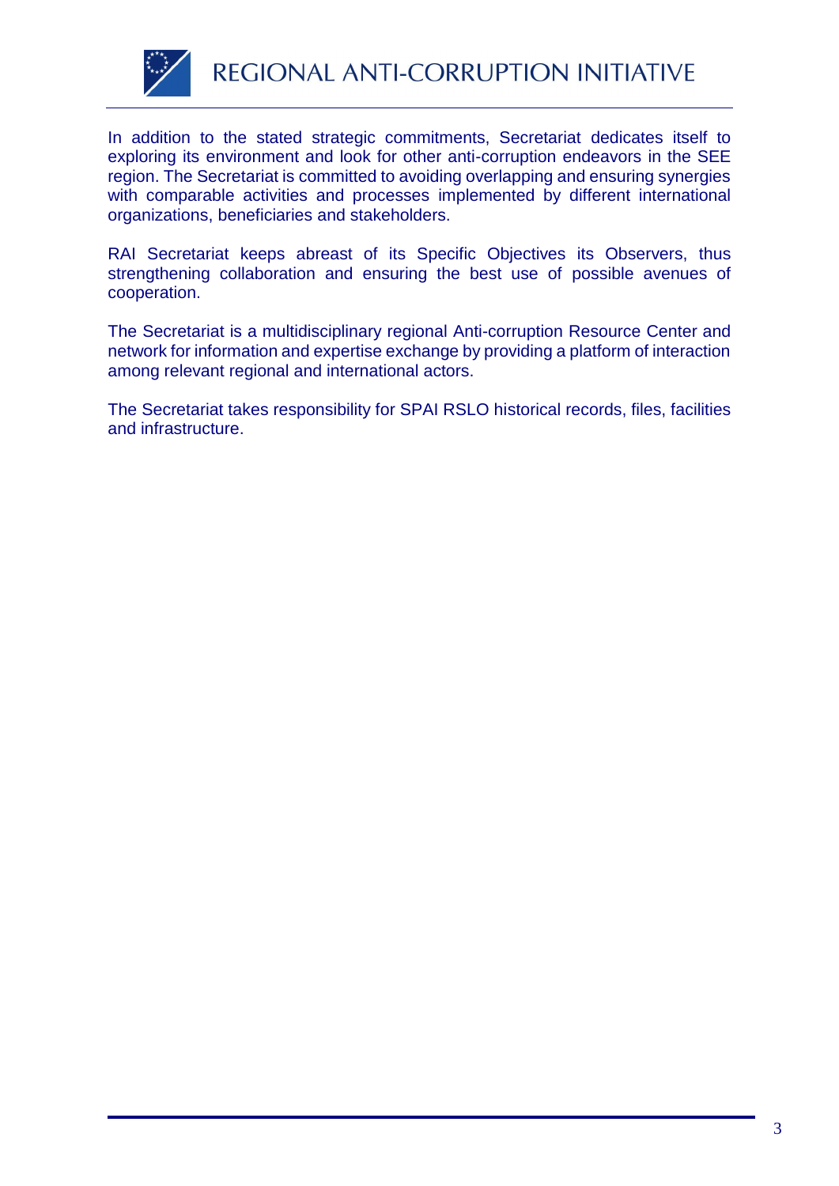In addition to the stated strategic commitments, Secretariat dedicates itself to exploring its environment and look for other anti-corruption endeavors in the SEE region. The Secretariat is committed to avoiding overlapping and ensuring synergies with comparable activities and processes implemented by different international organizations, beneficiaries and stakeholders.

RAI Secretariat keeps abreast of its Specific Objectives its Observers, thus strengthening collaboration and ensuring the best use of possible avenues of cooperation.

The Secretariat is a multidisciplinary regional Anti-corruption Resource Center and network for information and expertise exchange by providing a platform of interaction among relevant regional and international actors.

The Secretariat takes responsibility for SPAI RSLO historical records, files, facilities and infrastructure.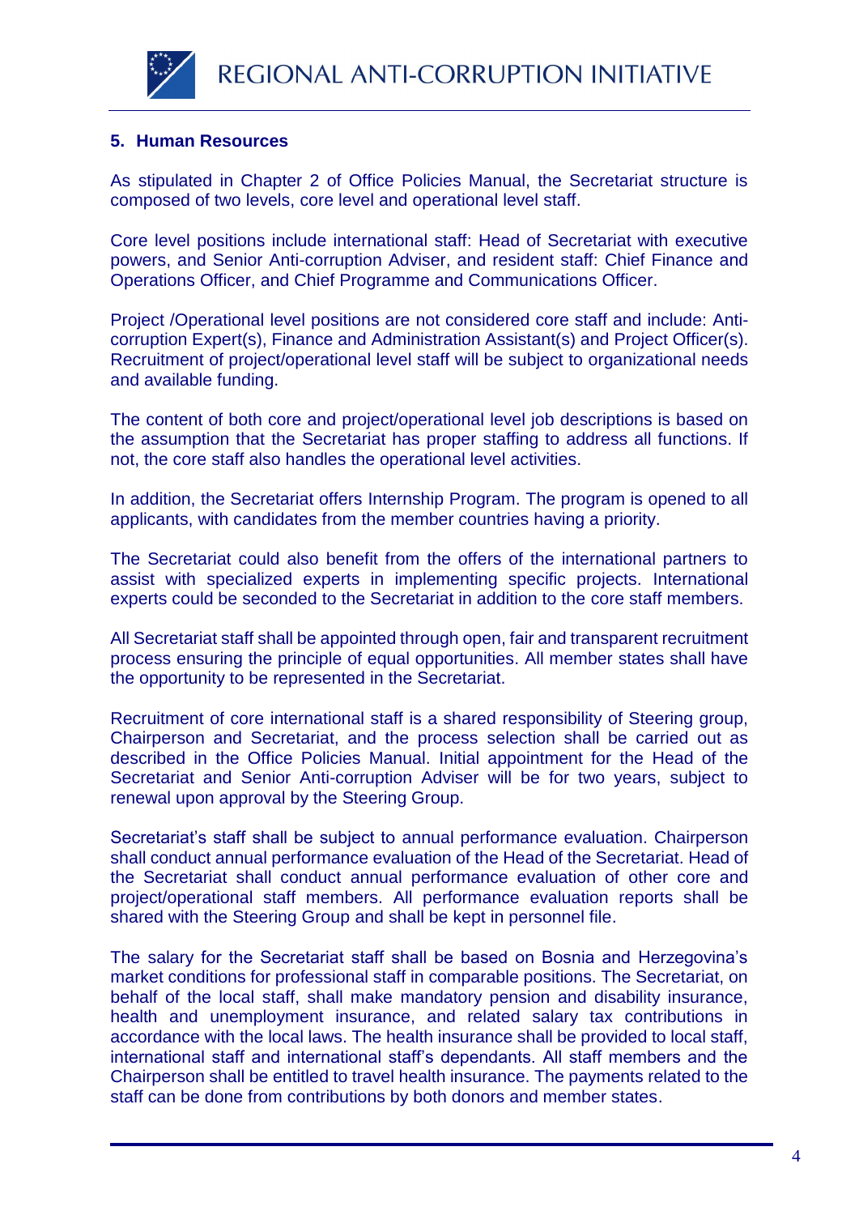## 5. Human Resources

As stipulated in Chapter 2 of Office Policies Manual, the Secretariat structure is composed of two levels, core level and operational level staff.

Core level positions include international staff: Head of Secretariat with executive powers, and Senior Anti-corruption Adviser, and resident staff: Chief Finance and Operations Officer, and Chief Programme and Communications Officer.

Project /Operational level positions are not considered core staff and include: Anti-corruption Expert(s), Finance and Administration Assistant(s) and Project Officer(s). Recruitment of project/operational level staff will be subject to organizational needs and available funding.

The content of both core and project/operational level job descriptions is based on the assumption that the Secretariat has proper staffing to address all functions. If not, the core staff also handles the operational level activities.

In addition, the Secretariat offers Internship Program. The program is opened to all applicants, with candidates from the member countries having a priority.

The Secretariat could also benefit from the offers of the international partners to assist with specialized experts in implementing specific projects. International experts could be seconded to the Secretariat in addition to the core staff members.

All Secretariat staff shall be appointed through open, fair and transparent recruitment process ensuring the principle of equal opportunities. All member states shall have the opportunity to be represented in the Secretariat.

Recruitment of core international staff is a shared responsibility of Steering group, Chairperson and Secretariat, and the process selection shall be carried out as described in the Office Policies Manual. Initial appointment for the Head of the Secretariat and Senior Anti-corruption Adviser will be for two years, subject to renewal upon approval by the Steering Group.

Secretariat's staff shall be subject to annual performance evaluation. Chairperson shall conduct annual performance evaluation of the Head of the Secretariat. Head of the Secretariat shall conduct annual performance evaluation of other core and project/operational staff members. All performance evaluation reports shall be shared with the Steering Group and shall be kept in personnel file.

The salary for the Secretariat staff shall be based on Bosnia and Herzegovina's market conditions for professional staff in comparable positions. The Secretariat, on behalf of the local staff, shall make mandatory pension and disability insurance, health and unemployment insurance, and related salary tax contributions in accordance with the local laws. The health insurance shall be provided to local staff, international staff and international staff's dependants. All staff members and the Chairperson shall be entitled to travel health insurance. The payments related to the staff can be done from contributions by both donors and member states.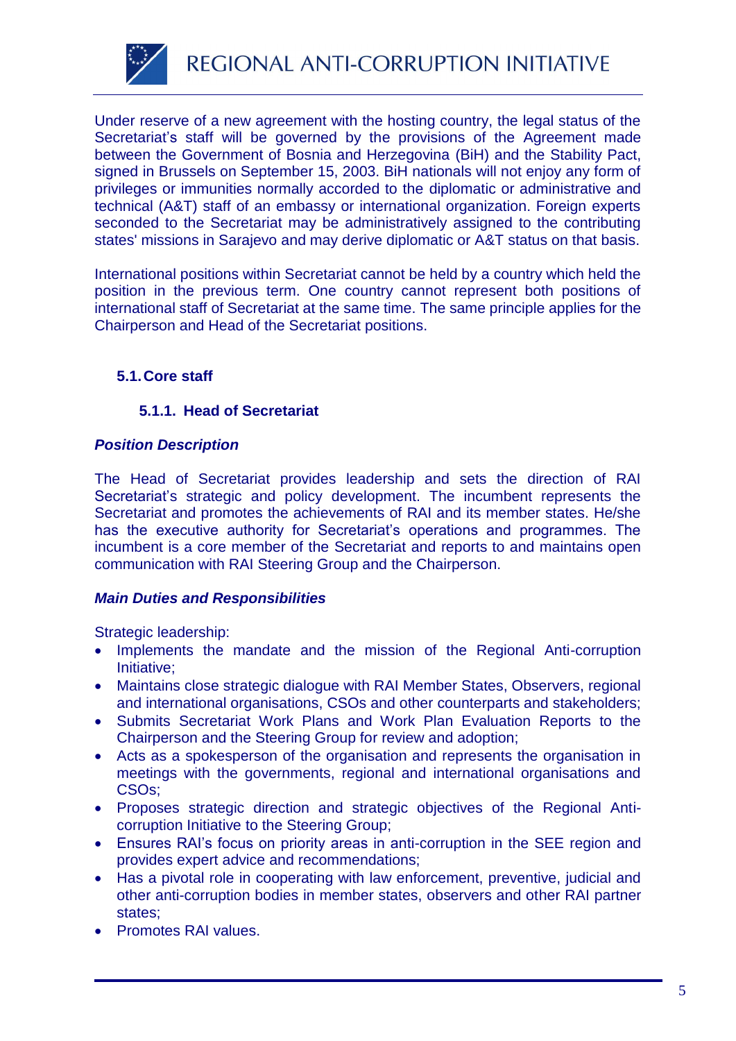Under reserve of a new agreement with the hosting country, the legal status of the Secretariat's staff will be governed by the provisions of the Agreement made between the Government of Bosnia and Herzegovina (BiH) and the Stability Pact, signed in Brussels on September 15, 2003. BiH nationals will not enjoy any form of privileges or immunities normally accorded to the diplomatic or administrative and technical (A&T) staff of an embassy or international organization. Foreign experts seconded to the Secretariat may be administratively assigned to the contributing states' missions in Sarajevo and may derive diplomatic or A&T status on that basis.

International positions within Secretariat cannot be held by a country which held the position in the previous term. One country cannot represent both positions of international staff of Secretariat at the same time. The same principle applies for the Chairperson and Head of the Secretariat positions.

## 5.1. Core staff

### 5.1.1. Head of Secretariat

***Position Description***

The Head of Secretariat provides leadership and sets the direction of RAI Secretariat's strategic and policy development. The incumbent represents the Secretariat and promotes the achievements of RAI and its member states. He/she has the executive authority for Secretariat's operations and programmes. The incumbent is a core member of the Secretariat and reports to and maintains open communication with RAI Steering Group and the Chairperson.

***Main Duties and Responsibilities***

Strategic leadership:

- Implements the mandate and the mission of the Regional Anti-corruption Initiative;
- Maintains close strategic dialogue with RAI Member States, Observers, regional and international organisations, CSOs and other counterparts and stakeholders;
- Submits Secretariat Work Plans and Work Plan Evaluation Reports to the Chairperson and the Steering Group for review and adoption;
- Acts as a spokesperson of the organisation and represents the organisation in meetings with the governments, regional and international organisations and CSOs;
- Proposes strategic direction and strategic objectives of the Regional Anti-corruption Initiative to the Steering Group;
- Ensures RAI's focus on priority areas in anti-corruption in the SEE region and provides expert advice and recommendations;
- Has a pivotal role in cooperating with law enforcement, preventive, judicial and other anti-corruption bodies in member states, observers and other RAI partner states;
- Promotes RAI values.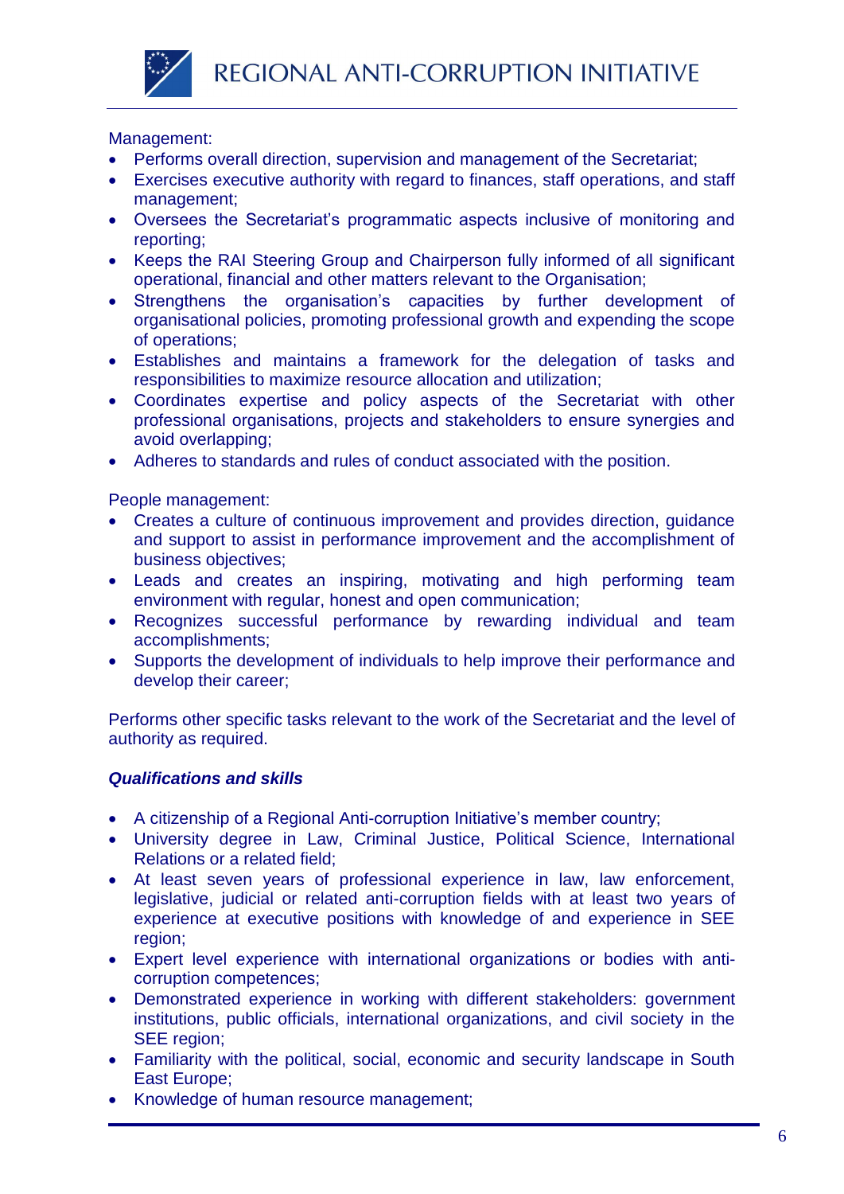Management:

- Performs overall direction, supervision and management of the Secretariat;
- Exercises executive authority with regard to finances, staff operations, and staff management;
- Oversees the Secretariat's programmatic aspects inclusive of monitoring and reporting;
- Keeps the RAI Steering Group and Chairperson fully informed of all significant operational, financial and other matters relevant to the Organisation;
- Strengthens the organisation's capacities by further development of organisational policies, promoting professional growth and expending the scope of operations;
- Establishes and maintains a framework for the delegation of tasks and responsibilities to maximize resource allocation and utilization;
- Coordinates expertise and policy aspects of the Secretariat with other professional organisations, projects and stakeholders to ensure synergies and avoid overlapping;
- Adheres to standards and rules of conduct associated with the position.

People management:

- Creates a culture of continuous improvement and provides direction, guidance and support to assist in performance improvement and the accomplishment of business objectives;
- Leads and creates an inspiring, motivating and high performing team environment with regular, honest and open communication;
- Recognizes successful performance by rewarding individual and team accomplishments;
- Supports the development of individuals to help improve their performance and develop their career;

Performs other specific tasks relevant to the work of the Secretariat and the level of authority as required.

***Qualifications and skills***

- A citizenship of a Regional Anti-corruption Initiative's member country;
- University degree in Law, Criminal Justice, Political Science, International Relations or a related field;
- At least seven years of professional experience in law, law enforcement, legislative, judicial or related anti-corruption fields with at least two years of experience at executive positions with knowledge of and experience in SEE region;
- Expert level experience with international organizations or bodies with anti-corruption competences;
- Demonstrated experience in working with different stakeholders: government institutions, public officials, international organizations, and civil society in the SEE region;
- Familiarity with the political, social, economic and security landscape in South East Europe;
- Knowledge of human resource management;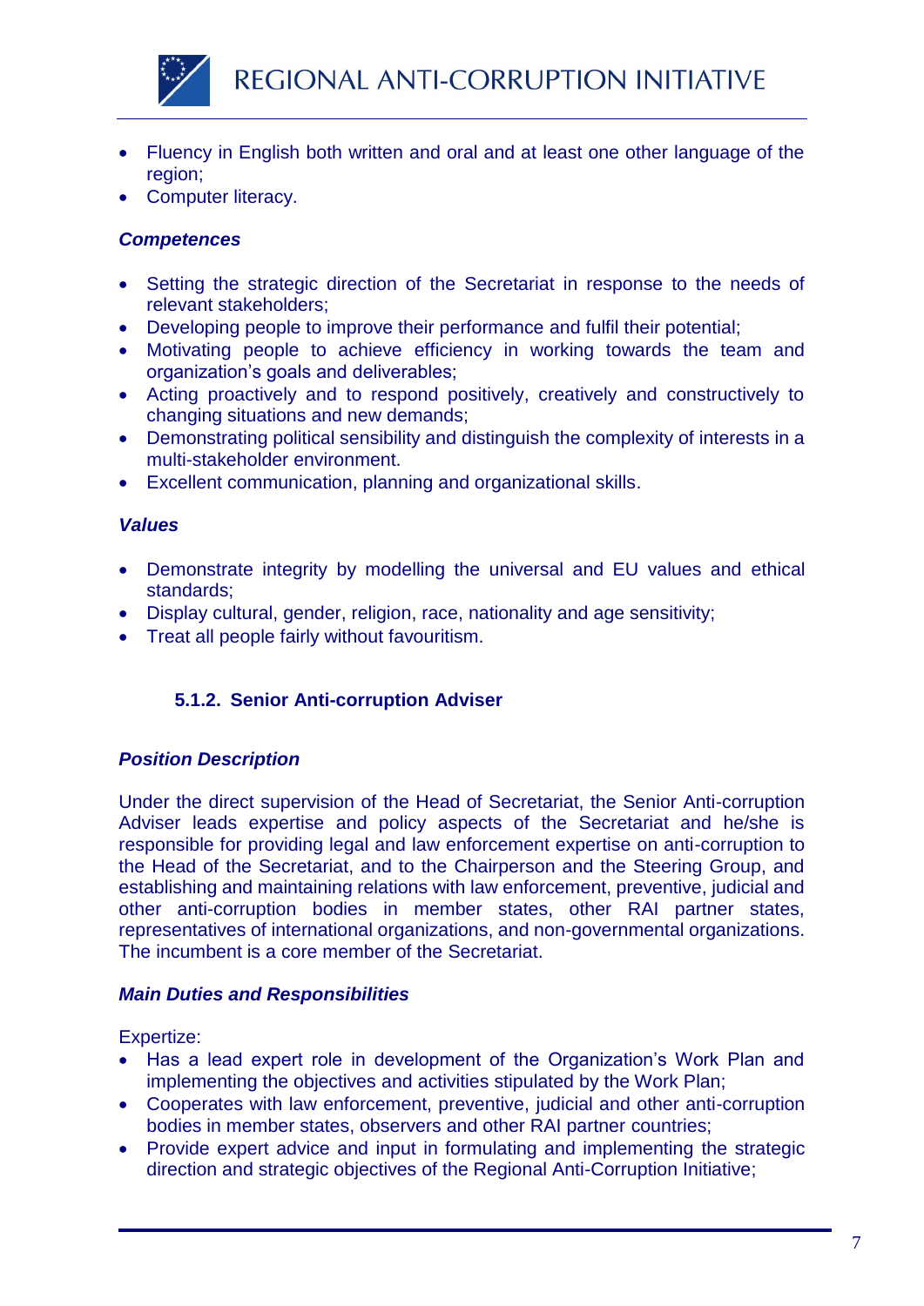- Fluency in English both written and oral and at least one other language of the region;
- Computer literacy.

***Competences***

- Setting the strategic direction of the Secretariat in response to the needs of relevant stakeholders;
- Developing people to improve their performance and fulfil their potential;
- Motivating people to achieve efficiency in working towards the team and organization's goals and deliverables;
- Acting proactively and to respond positively, creatively and constructively to changing situations and new demands;
- Demonstrating political sensibility and distinguish the complexity of interests in a multi-stakeholder environment.
- Excellent communication, planning and organizational skills.

***Values***

- Demonstrate integrity by modelling the universal and EU values and ethical standards;
- Display cultural, gender, religion, race, nationality and age sensitivity;
- Treat all people fairly without favouritism.

### 5.1.2. Senior Anti-corruption Adviser

***Position Description***

Under the direct supervision of the Head of Secretariat, the Senior Anti-corruption Adviser leads expertise and policy aspects of the Secretariat and he/she is responsible for providing legal and law enforcement expertise on anti-corruption to the Head of the Secretariat, and to the Chairperson and the Steering Group, and establishing and maintaining relations with law enforcement, preventive, judicial and other anti-corruption bodies in member states, other RAI partner states, representatives of international organizations, and non-governmental organizations. The incumbent is a core member of the Secretariat.

***Main Duties and Responsibilities***

Expertize:

- Has a lead expert role in development of the Organization's Work Plan and implementing the objectives and activities stipulated by the Work Plan;
- Cooperates with law enforcement, preventive, judicial and other anti-corruption bodies in member states, observers and other RAI partner countries;
- Provide expert advice and input in formulating and implementing the strategic direction and strategic objectives of the Regional Anti-Corruption Initiative;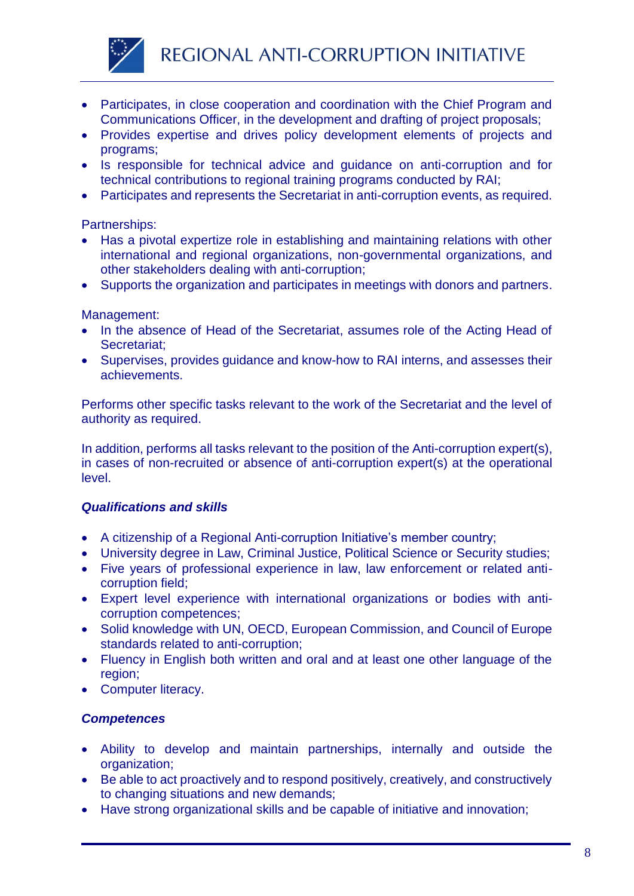- Participates, in close cooperation and coordination with the Chief Program and Communications Officer, in the development and drafting of project proposals;
- Provides expertise and drives policy development elements of projects and programs;
- Is responsible for technical advice and guidance on anti-corruption and for technical contributions to regional training programs conducted by RAI;
- Participates and represents the Secretariat in anti-corruption events, as required.

Partnerships:

- Has a pivotal expertize role in establishing and maintaining relations with other international and regional organizations, non-governmental organizations, and other stakeholders dealing with anti-corruption;
- Supports the organization and participates in meetings with donors and partners.

Management:

- In the absence of Head of the Secretariat, assumes role of the Acting Head of Secretariat;
- Supervises, provides guidance and know-how to RAI interns, and assesses their achievements.

Performs other specific tasks relevant to the work of the Secretariat and the level of authority as required.

In addition, performs all tasks relevant to the position of the Anti-corruption expert(s), in cases of non-recruited or absence of anti-corruption expert(s) at the operational level.

***Qualifications and skills***

- A citizenship of a Regional Anti-corruption Initiative's member country;
- University degree in Law, Criminal Justice, Political Science or Security studies;
- Five years of professional experience in law, law enforcement or related anti-corruption field;
- Expert level experience with international organizations or bodies with anti-corruption competences;
- Solid knowledge with UN, OECD, European Commission, and Council of Europe standards related to anti-corruption;
- Fluency in English both written and oral and at least one other language of the region;
- Computer literacy.

***Competences***

- Ability to develop and maintain partnerships, internally and outside the organization;
- Be able to act proactively and to respond positively, creatively, and constructively to changing situations and new demands;
- Have strong organizational skills and be capable of initiative and innovation;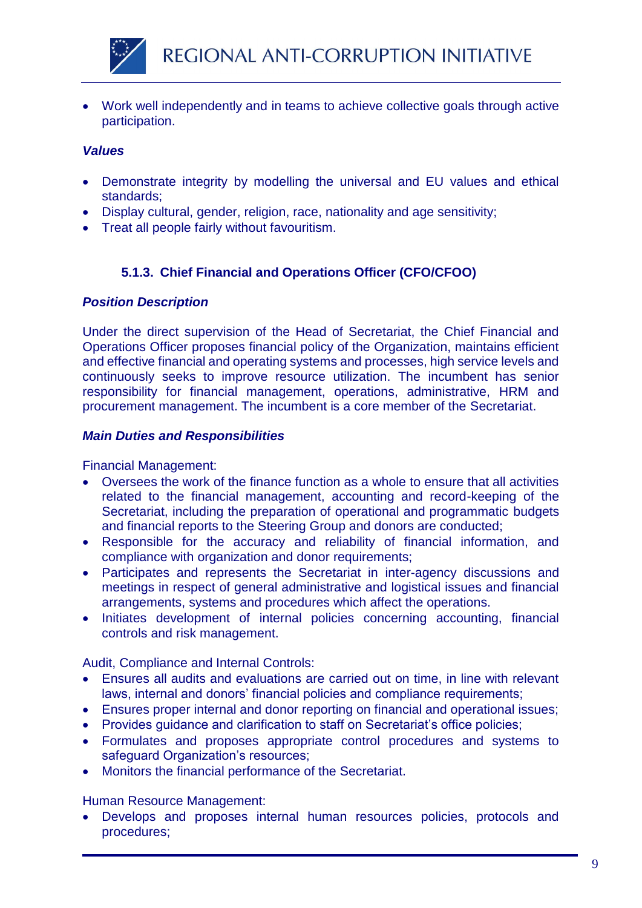- Work well independently and in teams to achieve collective goals through active participation.

***Values***

- Demonstrate integrity by modelling the universal and EU values and ethical standards;
- Display cultural, gender, religion, race, nationality and age sensitivity;
- Treat all people fairly without favouritism.

### 5.1.3. Chief Financial and Operations Officer (CFO/CFOO)

***Position Description***

Under the direct supervision of the Head of Secretariat, the Chief Financial and Operations Officer proposes financial policy of the Organization, maintains efficient and effective financial and operating systems and processes, high service levels and continuously seeks to improve resource utilization. The incumbent has senior responsibility for financial management, operations, administrative, HRM and procurement management. The incumbent is a core member of the Secretariat.

***Main Duties and Responsibilities***

Financial Management:

- Oversees the work of the finance function as a whole to ensure that all activities related to the financial management, accounting and record-keeping of the Secretariat, including the preparation of operational and programmatic budgets and financial reports to the Steering Group and donors are conducted;
- Responsible for the accuracy and reliability of financial information, and compliance with organization and donor requirements;
- Participates and represents the Secretariat in inter-agency discussions and meetings in respect of general administrative and logistical issues and financial arrangements, systems and procedures which affect the operations.
- Initiates development of internal policies concerning accounting, financial controls and risk management.

Audit, Compliance and Internal Controls:

- Ensures all audits and evaluations are carried out on time, in line with relevant laws, internal and donors' financial policies and compliance requirements;
- Ensures proper internal and donor reporting on financial and operational issues;
- Provides guidance and clarification to staff on Secretariat's office policies;
- Formulates and proposes appropriate control procedures and systems to safeguard Organization's resources;
- Monitors the financial performance of the Secretariat.

Human Resource Management:

- Develops and proposes internal human resources policies, protocols and procedures;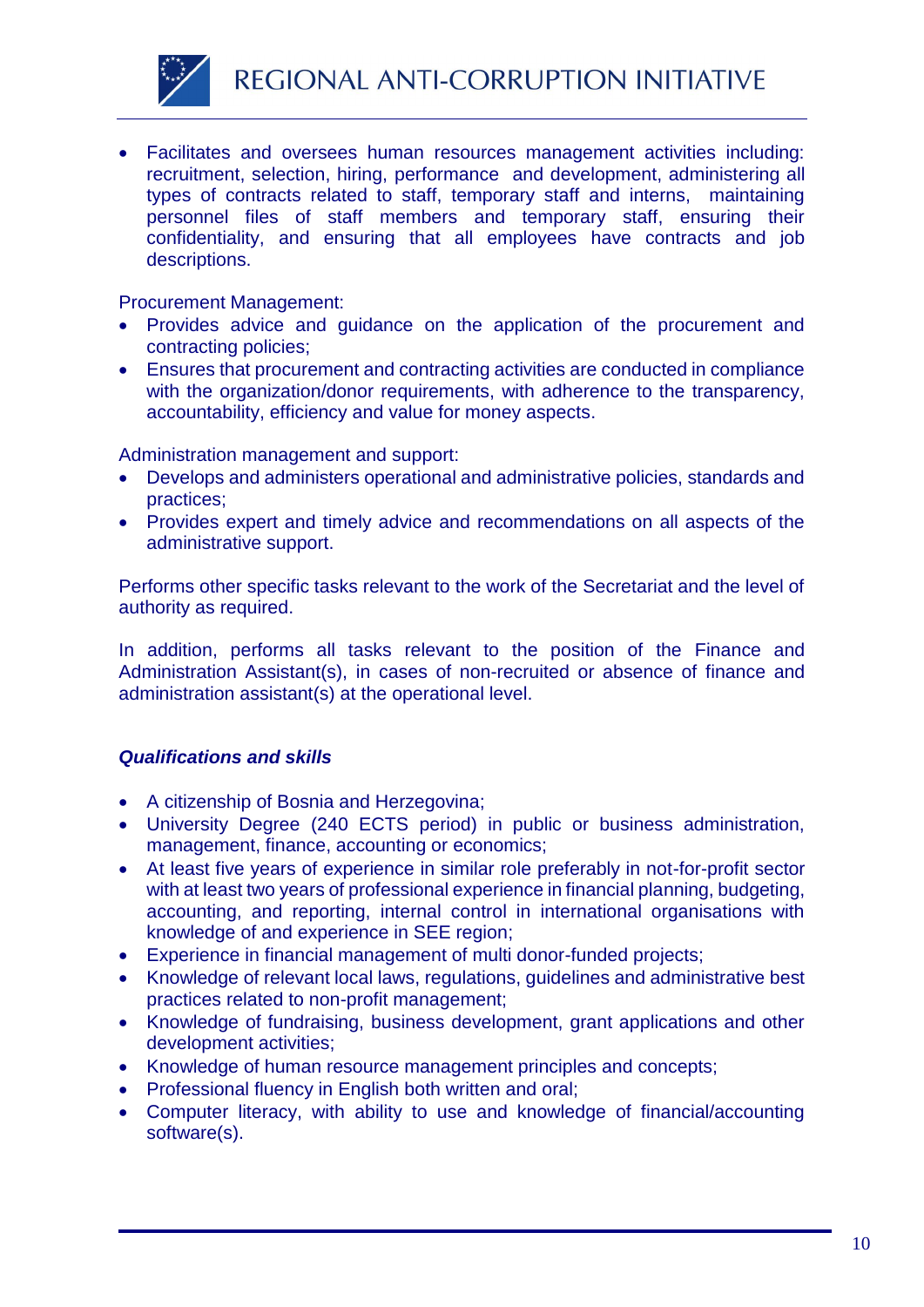- Facilitates and oversees human resources management activities including: recruitment, selection, hiring, performance and development, administering all types of contracts related to staff, temporary staff and interns, maintaining personnel files of staff members and temporary staff, ensuring their confidentiality, and ensuring that all employees have contracts and job descriptions.

Procurement Management:

- Provides advice and guidance on the application of the procurement and contracting policies;
- Ensures that procurement and contracting activities are conducted in compliance with the organization/donor requirements, with adherence to the transparency, accountability, efficiency and value for money aspects.

Administration management and support:

- Develops and administers operational and administrative policies, standards and practices;
- Provides expert and timely advice and recommendations on all aspects of the administrative support.

Performs other specific tasks relevant to the work of the Secretariat and the level of authority as required.

In addition, performs all tasks relevant to the position of the Finance and Administration Assistant(s), in cases of non-recruited or absence of finance and administration assistant(s) at the operational level.

***Qualifications and skills***

- A citizenship of Bosnia and Herzegovina;
- University Degree (240 ECTS period) in public or business administration, management, finance, accounting or economics;
- At least five years of experience in similar role preferably in not-for-profit sector with at least two years of professional experience in financial planning, budgeting, accounting, and reporting, internal control in international organisations with knowledge of and experience in SEE region;
- Experience in financial management of multi donor-funded projects;
- Knowledge of relevant local laws, regulations, guidelines and administrative best practices related to non-profit management;
- Knowledge of fundraising, business development, grant applications and other development activities;
- Knowledge of human resource management principles and concepts;
- Professional fluency in English both written and oral;
- Computer literacy, with ability to use and knowledge of financial/accounting software(s).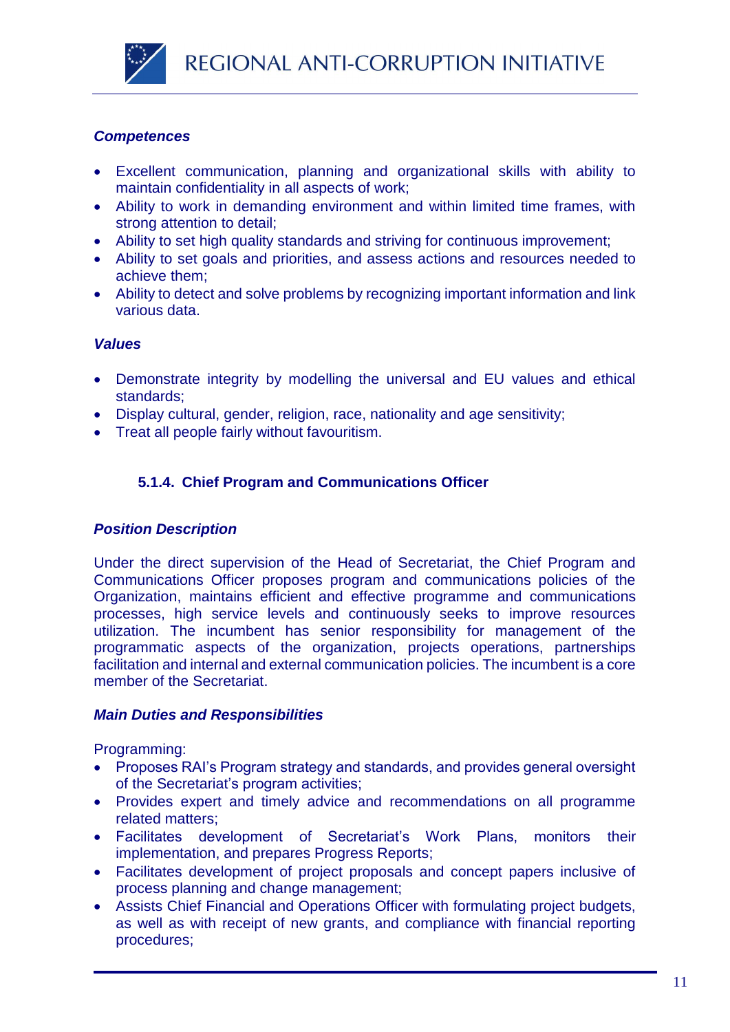***Competences***

- Excellent communication, planning and organizational skills with ability to maintain confidentiality in all aspects of work;
- Ability to work in demanding environment and within limited time frames, with strong attention to detail;
- Ability to set high quality standards and striving for continuous improvement;
- Ability to set goals and priorities, and assess actions and resources needed to achieve them;
- Ability to detect and solve problems by recognizing important information and link various data.

***Values***

- Demonstrate integrity by modelling the universal and EU values and ethical standards;
- Display cultural, gender, religion, race, nationality and age sensitivity;
- Treat all people fairly without favouritism.

### 5.1.4. Chief Program and Communications Officer

***Position Description***

Under the direct supervision of the Head of Secretariat, the Chief Program and Communications Officer proposes program and communications policies of the Organization, maintains efficient and effective programme and communications processes, high service levels and continuously seeks to improve resources utilization. The incumbent has senior responsibility for management of the programmatic aspects of the organization, projects operations, partnerships facilitation and internal and external communication policies. The incumbent is a core member of the Secretariat.

***Main Duties and Responsibilities***

Programming:

- Proposes RAI's Program strategy and standards, and provides general oversight of the Secretariat's program activities;
- Provides expert and timely advice and recommendations on all programme related matters;
- Facilitates development of Secretariat's Work Plans, monitors their implementation, and prepares Progress Reports;
- Facilitates development of project proposals and concept papers inclusive of process planning and change management;
- Assists Chief Financial and Operations Officer with formulating project budgets, as well as with receipt of new grants, and compliance with financial reporting procedures;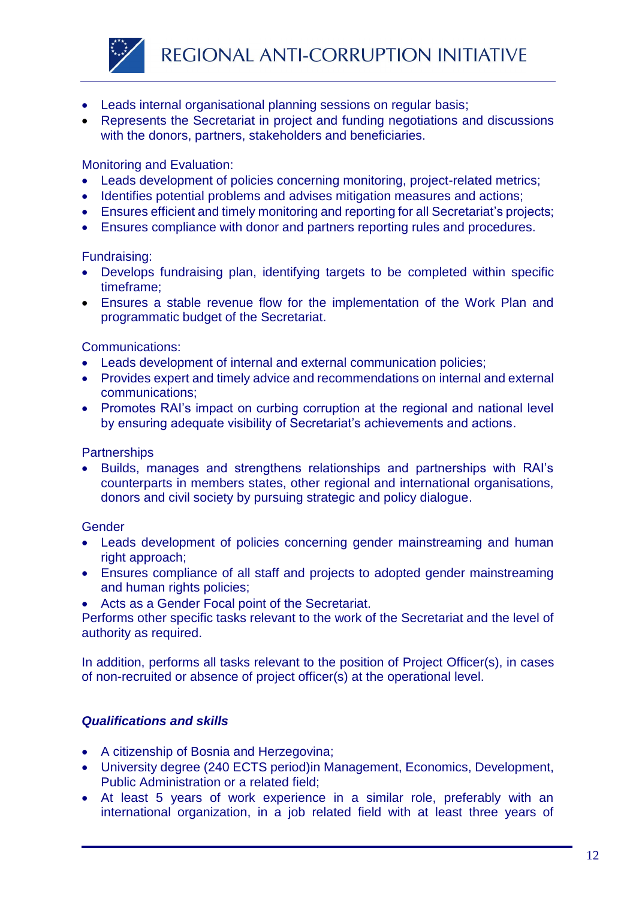- Leads internal organisational planning sessions on regular basis;
- Represents the Secretariat in project and funding negotiations and discussions with the donors, partners, stakeholders and beneficiaries.

Monitoring and Evaluation:

- Leads development of policies concerning monitoring, project-related metrics;
- Identifies potential problems and advises mitigation measures and actions;
- Ensures efficient and timely monitoring and reporting for all Secretariat's projects;
- Ensures compliance with donor and partners reporting rules and procedures.

Fundraising:

- Develops fundraising plan, identifying targets to be completed within specific timeframe;
- Ensures a stable revenue flow for the implementation of the Work Plan and programmatic budget of the Secretariat.

Communications:

- Leads development of internal and external communication policies;
- Provides expert and timely advice and recommendations on internal and external communications;
- Promotes RAI's impact on curbing corruption at the regional and national level by ensuring adequate visibility of Secretariat's achievements and actions.

Partnerships

- Builds, manages and strengthens relationships and partnerships with RAI's counterparts in members states, other regional and international organisations, donors and civil society by pursuing strategic and policy dialogue.

Gender

- Leads development of policies concerning gender mainstreaming and human right approach;
- Ensures compliance of all staff and projects to adopted gender mainstreaming and human rights policies;
- Acts as a Gender Focal point of the Secretariat.

Performs other specific tasks relevant to the work of the Secretariat and the level of authority as required.

In addition, performs all tasks relevant to the position of Project Officer(s), in cases of non-recruited or absence of project officer(s) at the operational level.

***Qualifications and skills***

- A citizenship of Bosnia and Herzegovina;
- University degree (240 ECTS period)in Management, Economics, Development, Public Administration or a related field;
- At least 5 years of work experience in a similar role, preferably with an international organization, in a job related field with at least three years of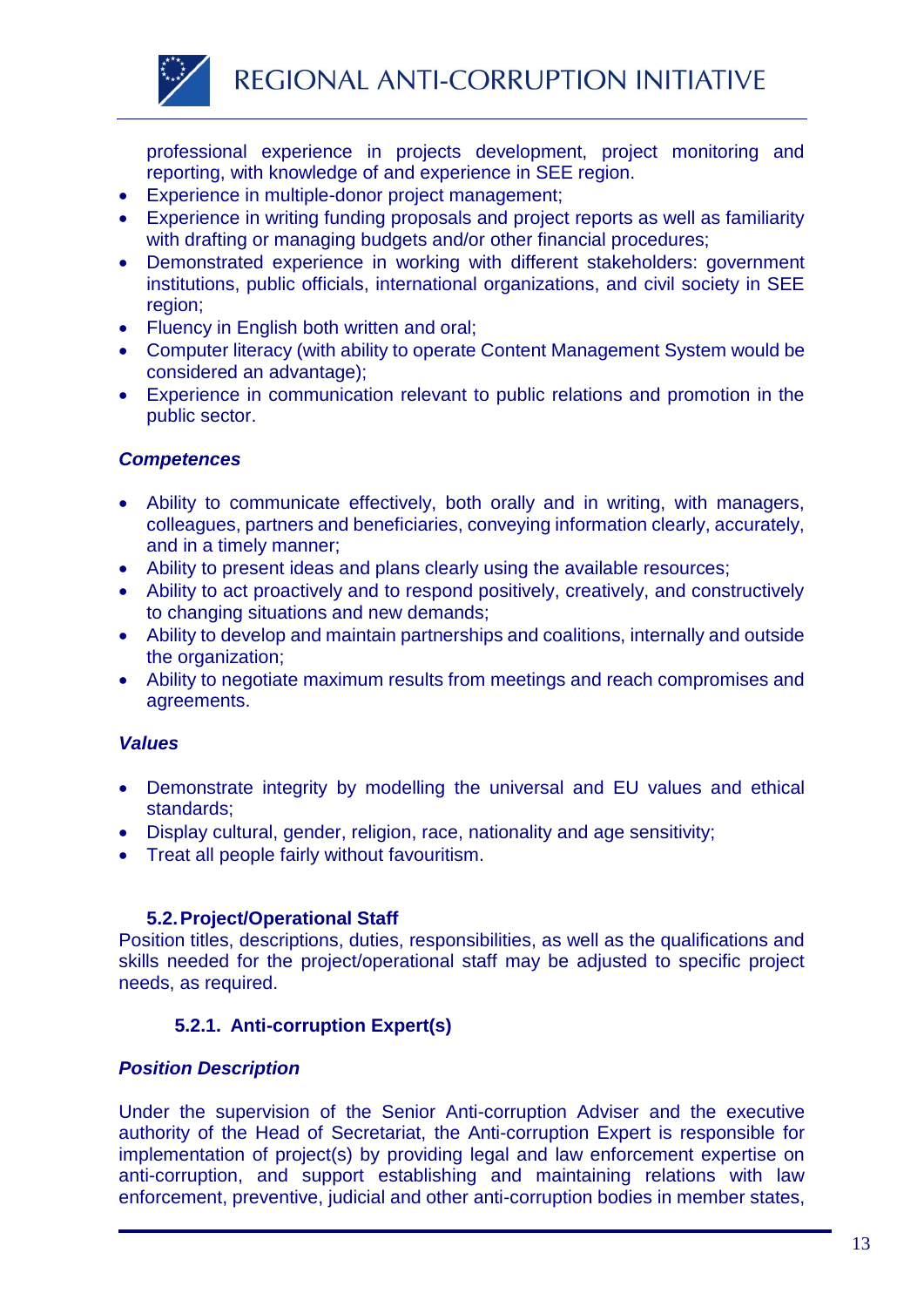professional experience in projects development, project monitoring and reporting, with knowledge of and experience in SEE region.

- Experience in multiple-donor project management;
- Experience in writing funding proposals and project reports as well as familiarity with drafting or managing budgets and/or other financial procedures;
- Demonstrated experience in working with different stakeholders: government institutions, public officials, international organizations, and civil society in SEE region;
- Fluency in English both written and oral;
- Computer literacy (with ability to operate Content Management System would be considered an advantage);
- Experience in communication relevant to public relations and promotion in the public sector.

***Competences***

- Ability to communicate effectively, both orally and in writing, with managers, colleagues, partners and beneficiaries, conveying information clearly, accurately, and in a timely manner;
- Ability to present ideas and plans clearly using the available resources;
- Ability to act proactively and to respond positively, creatively, and constructively to changing situations and new demands;
- Ability to develop and maintain partnerships and coalitions, internally and outside the organization;
- Ability to negotiate maximum results from meetings and reach compromises and agreements.

***Values***

- Demonstrate integrity by modelling the universal and EU values and ethical standards;
- Display cultural, gender, religion, race, nationality and age sensitivity;
- Treat all people fairly without favouritism.

## 5.2. Project/Operational Staff

Position titles, descriptions, duties, responsibilities, as well as the qualifications and skills needed for the project/operational staff may be adjusted to specific project needs, as required.

### 5.2.1. Anti-corruption Expert(s)

***Position Description***

Under the supervision of the Senior Anti-corruption Adviser and the executive authority of the Head of Secretariat, the Anti-corruption Expert is responsible for implementation of project(s) by providing legal and law enforcement expertise on anti-corruption, and support establishing and maintaining relations with law enforcement, preventive, judicial and other anti-corruption bodies in member states,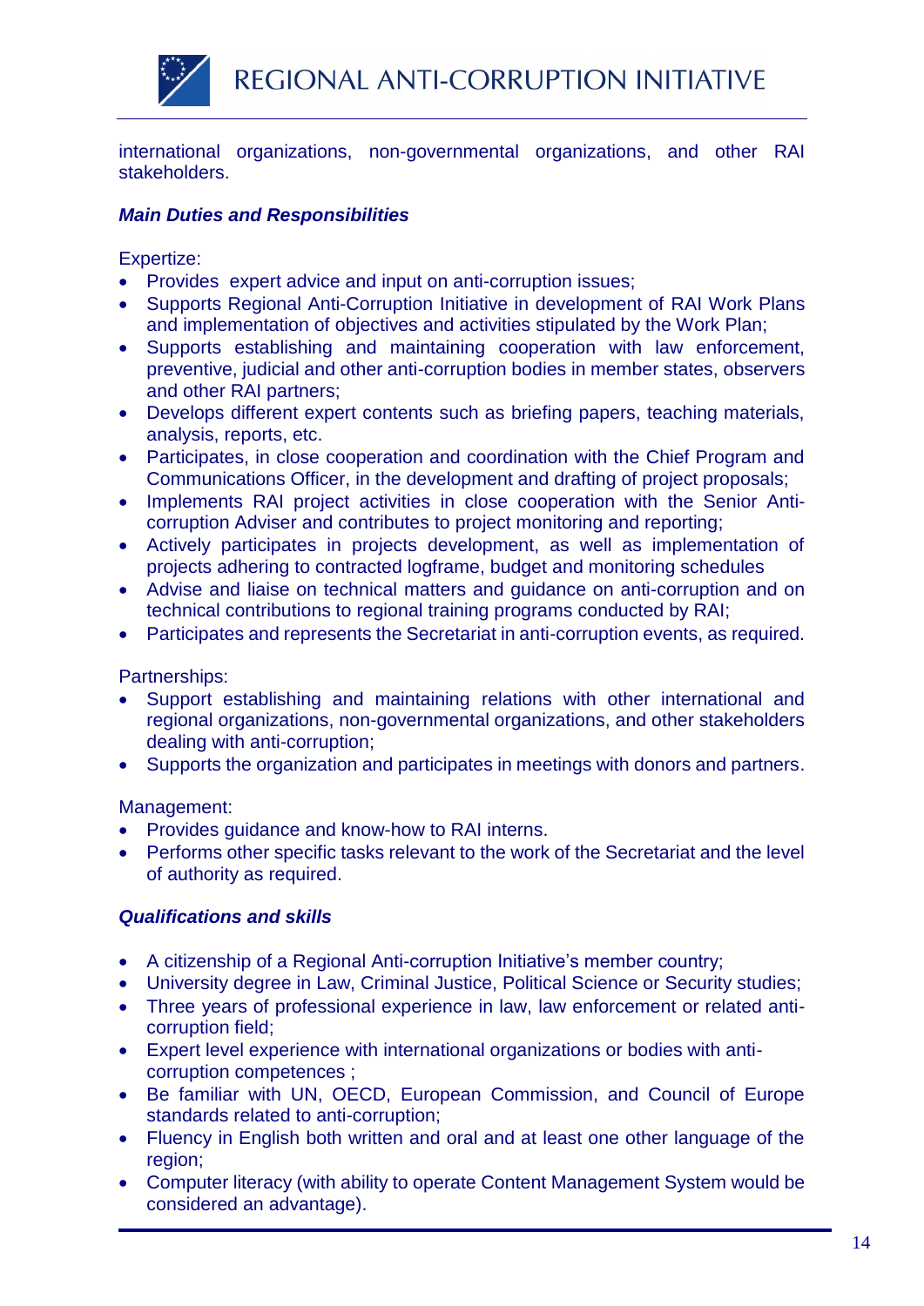international organizations, non-governmental organizations, and other RAI stakeholders.

***Main Duties and Responsibilities***

Expertize:

- Provides expert advice and input on anti-corruption issues;
- Supports Regional Anti-Corruption Initiative in development of RAI Work Plans and implementation of objectives and activities stipulated by the Work Plan;
- Supports establishing and maintaining cooperation with law enforcement, preventive, judicial and other anti-corruption bodies in member states, observers and other RAI partners;
- Develops different expert contents such as briefing papers, teaching materials, analysis, reports, etc.
- Participates, in close cooperation and coordination with the Chief Program and Communications Officer, in the development and drafting of project proposals;
- Implements RAI project activities in close cooperation with the Senior Anti-corruption Adviser and contributes to project monitoring and reporting;
- Actively participates in projects development, as well as implementation of projects adhering to contracted logframe, budget and monitoring schedules
- Advise and liaise on technical matters and guidance on anti-corruption and on technical contributions to regional training programs conducted by RAI;
- Participates and represents the Secretariat in anti-corruption events, as required.

Partnerships:

- Support establishing and maintaining relations with other international and regional organizations, non-governmental organizations, and other stakeholders dealing with anti-corruption;
- Supports the organization and participates in meetings with donors and partners.

Management:

- Provides guidance and know-how to RAI interns.
- Performs other specific tasks relevant to the work of the Secretariat and the level of authority as required.

***Qualifications and skills***

- A citizenship of a Regional Anti-corruption Initiative's member country;
- University degree in Law, Criminal Justice, Political Science or Security studies;
- Three years of professional experience in law, law enforcement or related anti-corruption field;
- Expert level experience with international organizations or bodies with anti-corruption competences ;
- Be familiar with UN, OECD, European Commission, and Council of Europe standards related to anti-corruption;
- Fluency in English both written and oral and at least one other language of the region;
- Computer literacy (with ability to operate Content Management System would be considered an advantage).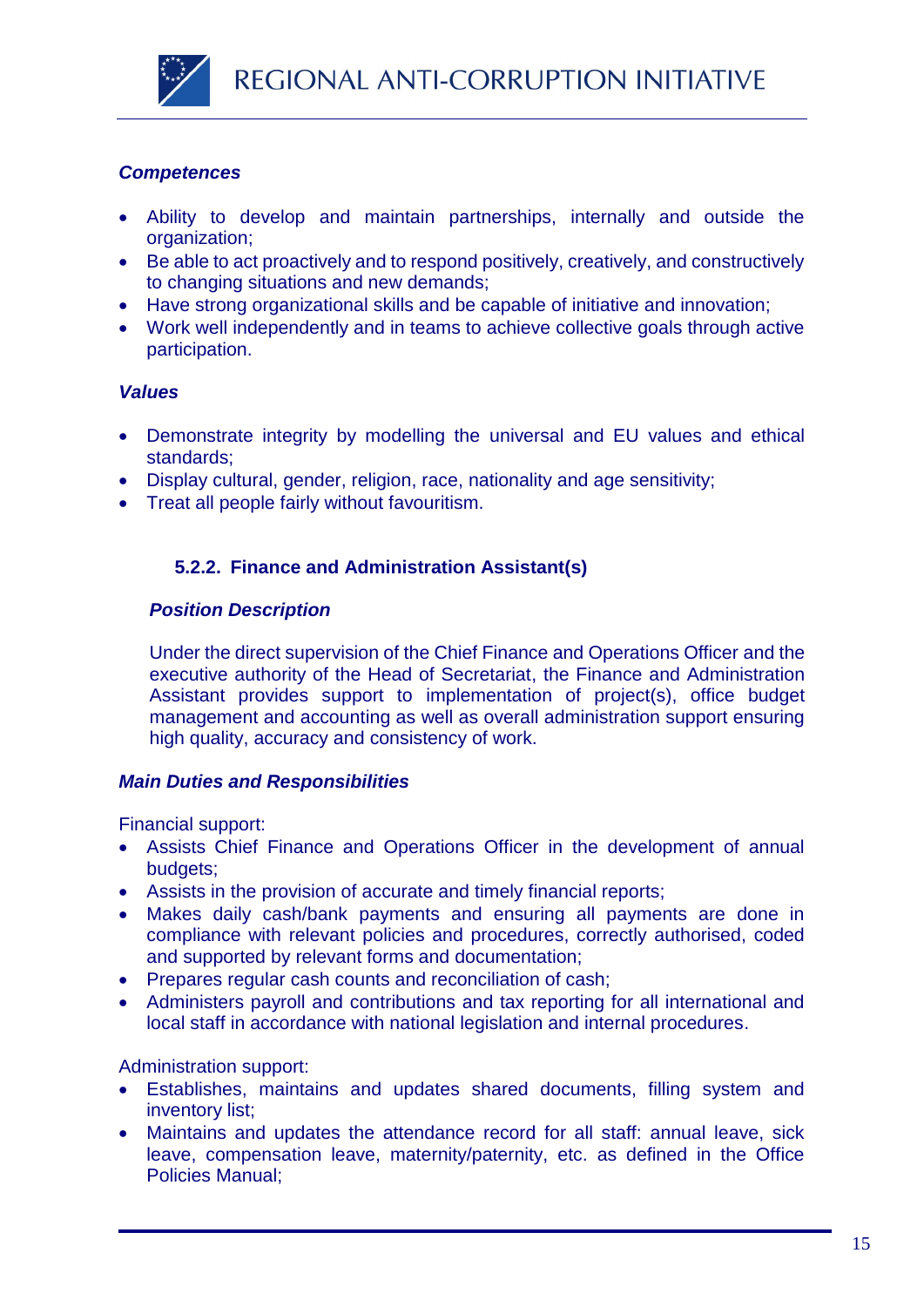***Competences***

- Ability to develop and maintain partnerships, internally and outside the organization;
- Be able to act proactively and to respond positively, creatively, and constructively to changing situations and new demands;
- Have strong organizational skills and be capable of initiative and innovation;
- Work well independently and in teams to achieve collective goals through active participation.

***Values***

- Demonstrate integrity by modelling the universal and EU values and ethical standards;
- Display cultural, gender, religion, race, nationality and age sensitivity;
- Treat all people fairly without favouritism.

### 5.2.2. Finance and Administration Assistant(s)

***Position Description***

Under the direct supervision of the Chief Finance and Operations Officer and the executive authority of the Head of Secretariat, the Finance and Administration Assistant provides support to implementation of project(s), office budget management and accounting as well as overall administration support ensuring high quality, accuracy and consistency of work.

***Main Duties and Responsibilities***

Financial support:

- Assists Chief Finance and Operations Officer in the development of annual budgets;
- Assists in the provision of accurate and timely financial reports;
- Makes daily cash/bank payments and ensuring all payments are done in compliance with relevant policies and procedures, correctly authorised, coded and supported by relevant forms and documentation;
- Prepares regular cash counts and reconciliation of cash;
- Administers payroll and contributions and tax reporting for all international and local staff in accordance with national legislation and internal procedures.

Administration support:

- Establishes, maintains and updates shared documents, filling system and inventory list;
- Maintains and updates the attendance record for all staff: annual leave, sick leave, compensation leave, maternity/paternity, etc. as defined in the Office Policies Manual;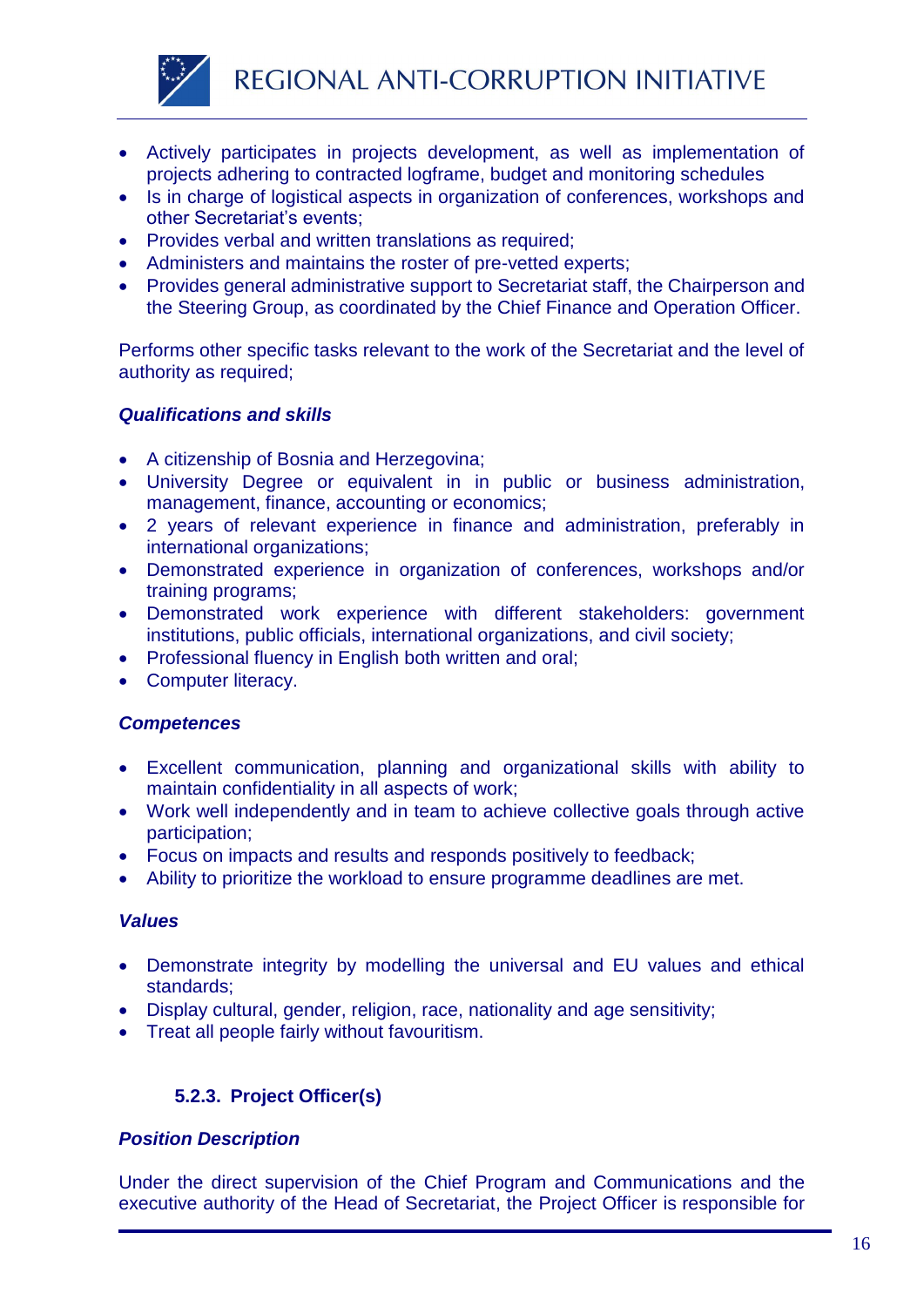- Actively participates in projects development, as well as implementation of projects adhering to contracted logframe, budget and monitoring schedules
- Is in charge of logistical aspects in organization of conferences, workshops and other Secretariat's events;
- Provides verbal and written translations as required;
- Administers and maintains the roster of pre-vetted experts;
- Provides general administrative support to Secretariat staff, the Chairperson and the Steering Group, as coordinated by the Chief Finance and Operation Officer.

Performs other specific tasks relevant to the work of the Secretariat and the level of authority as required;

***Qualifications and skills***

- A citizenship of Bosnia and Herzegovina;
- University Degree or equivalent in in public or business administration, management, finance, accounting or economics;
- 2 years of relevant experience in finance and administration, preferably in international organizations;
- Demonstrated experience in organization of conferences, workshops and/or training programs;
- Demonstrated work experience with different stakeholders: government institutions, public officials, international organizations, and civil society;
- Professional fluency in English both written and oral;
- Computer literacy.

***Competences***

- Excellent communication, planning and organizational skills with ability to maintain confidentiality in all aspects of work;
- Work well independently and in team to achieve collective goals through active participation;
- Focus on impacts and results and responds positively to feedback;
- Ability to prioritize the workload to ensure programme deadlines are met.

***Values***

- Demonstrate integrity by modelling the universal and EU values and ethical standards;
- Display cultural, gender, religion, race, nationality and age sensitivity;
- Treat all people fairly without favouritism.

### 5.2.3. Project Officer(s)

***Position Description***

Under the direct supervision of the Chief Program and Communications and the executive authority of the Head of Secretariat, the Project Officer is responsible for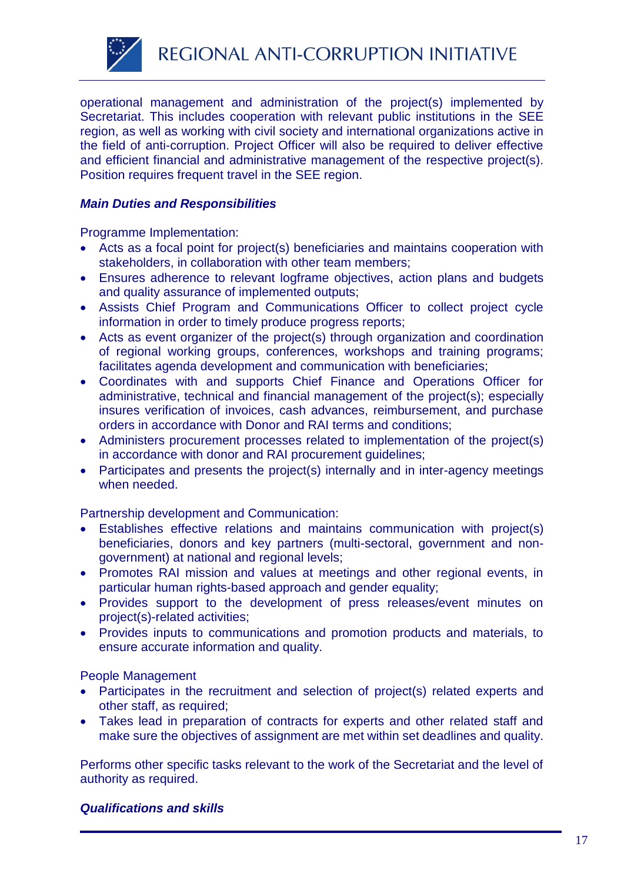operational management and administration of the project(s) implemented by Secretariat. This includes cooperation with relevant public institutions in the SEE region, as well as working with civil society and international organizations active in the field of anti-corruption. Project Officer will also be required to deliver effective and efficient financial and administrative management of the respective project(s). Position requires frequent travel in the SEE region.

***Main Duties and Responsibilities***

Programme Implementation:

- Acts as a focal point for project(s) beneficiaries and maintains cooperation with stakeholders, in collaboration with other team members;
- Ensures adherence to relevant logframe objectives, action plans and budgets and quality assurance of implemented outputs;
- Assists Chief Program and Communications Officer to collect project cycle information in order to timely produce progress reports;
- Acts as event organizer of the project(s) through organization and coordination of regional working groups, conferences, workshops and training programs; facilitates agenda development and communication with beneficiaries;
- Coordinates with and supports Chief Finance and Operations Officer for administrative, technical and financial management of the project(s); especially insures verification of invoices, cash advances, reimbursement, and purchase orders in accordance with Donor and RAI terms and conditions;
- Administers procurement processes related to implementation of the project(s) in accordance with donor and RAI procurement guidelines;
- Participates and presents the project(s) internally and in inter-agency meetings when needed.

Partnership development and Communication:

- Establishes effective relations and maintains communication with project(s) beneficiaries, donors and key partners (multi-sectoral, government and non-government) at national and regional levels;
- Promotes RAI mission and values at meetings and other regional events, in particular human rights-based approach and gender equality;
- Provides support to the development of press releases/event minutes on project(s)-related activities;
- Provides inputs to communications and promotion products and materials, to ensure accurate information and quality.

People Management

- Participates in the recruitment and selection of project(s) related experts and other staff, as required;
- Takes lead in preparation of contracts for experts and other related staff and make sure the objectives of assignment are met within set deadlines and quality.

Performs other specific tasks relevant to the work of the Secretariat and the level of authority as required.

***Qualifications and skills***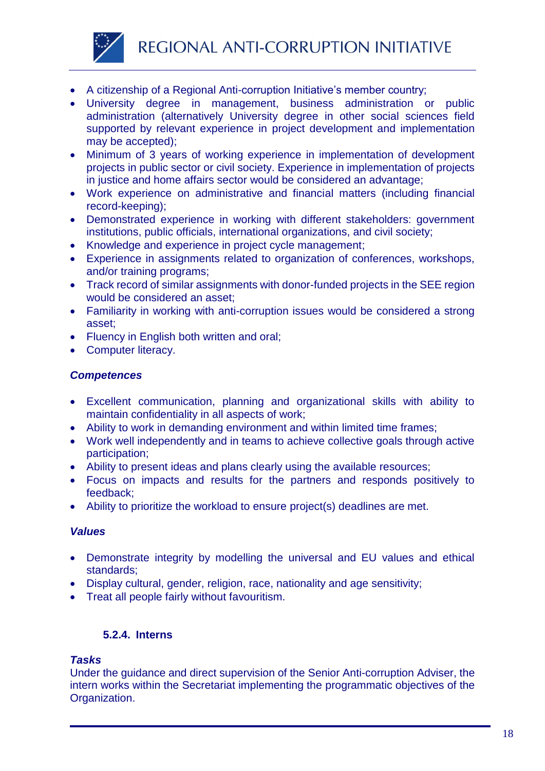- A citizenship of a Regional Anti-corruption Initiative's member country;
- University degree in management, business administration or public administration (alternatively University degree in other social sciences field supported by relevant experience in project development and implementation may be accepted);
- Minimum of 3 years of working experience in implementation of development projects in public sector or civil society. Experience in implementation of projects in justice and home affairs sector would be considered an advantage;
- Work experience on administrative and financial matters (including financial record-keeping);
- Demonstrated experience in working with different stakeholders: government institutions, public officials, international organizations, and civil society;
- Knowledge and experience in project cycle management;
- Experience in assignments related to organization of conferences, workshops, and/or training programs;
- Track record of similar assignments with donor-funded projects in the SEE region would be considered an asset;
- Familiarity in working with anti-corruption issues would be considered a strong asset;
- Fluency in English both written and oral;
- Computer literacy.

***Competences***

- Excellent communication, planning and organizational skills with ability to maintain confidentiality in all aspects of work;
- Ability to work in demanding environment and within limited time frames;
- Work well independently and in teams to achieve collective goals through active participation;
- Ability to present ideas and plans clearly using the available resources;
- Focus on impacts and results for the partners and responds positively to feedback;
- Ability to prioritize the workload to ensure project(s) deadlines are met.

***Values***

- Demonstrate integrity by modelling the universal and EU values and ethical standards;
- Display cultural, gender, religion, race, nationality and age sensitivity;
- Treat all people fairly without favouritism.

#### 5.2.4. Interns

***Tasks***

Under the guidance and direct supervision of the Senior Anti-corruption Adviser, the intern works within the Secretariat implementing the programmatic objectives of the Organization.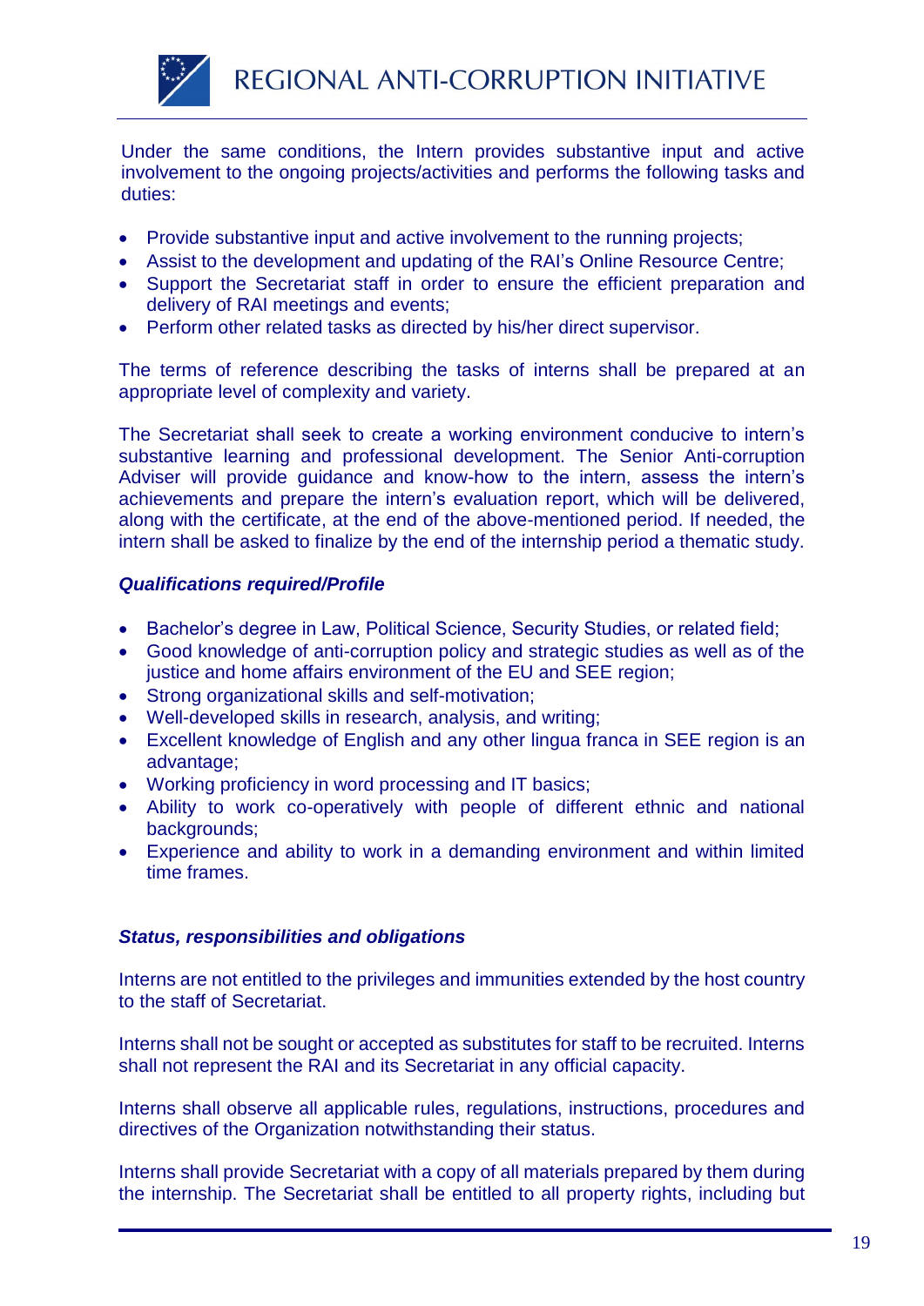Under the same conditions, the Intern provides substantive input and active involvement to the ongoing projects/activities and performs the following tasks and duties:

- Provide substantive input and active involvement to the running projects;
- Assist to the development and updating of the RAI's Online Resource Centre;
- Support the Secretariat staff in order to ensure the efficient preparation and delivery of RAI meetings and events;
- Perform other related tasks as directed by his/her direct supervisor.

The terms of reference describing the tasks of interns shall be prepared at an appropriate level of complexity and variety.

The Secretariat shall seek to create a working environment conducive to intern's substantive learning and professional development. The Senior Anti-corruption Adviser will provide guidance and know-how to the intern, assess the intern's achievements and prepare the intern's evaluation report, which will be delivered, along with the certificate, at the end of the above-mentioned period. If needed, the intern shall be asked to finalize by the end of the internship period a thematic study.

***Qualifications required/Profile***

- Bachelor's degree in Law, Political Science, Security Studies, or related field;
- Good knowledge of anti-corruption policy and strategic studies as well as of the justice and home affairs environment of the EU and SEE region;
- Strong organizational skills and self-motivation;
- Well-developed skills in research, analysis, and writing;
- Excellent knowledge of English and any other lingua franca in SEE region is an advantage;
- Working proficiency in word processing and IT basics;
- Ability to work co-operatively with people of different ethnic and national backgrounds;
- Experience and ability to work in a demanding environment and within limited time frames.

***Status, responsibilities and obligations***

Interns are not entitled to the privileges and immunities extended by the host country to the staff of Secretariat.

Interns shall not be sought or accepted as substitutes for staff to be recruited. Interns shall not represent the RAI and its Secretariat in any official capacity.

Interns shall observe all applicable rules, regulations, instructions, procedures and directives of the Organization notwithstanding their status.

Interns shall provide Secretariat with a copy of all materials prepared by them during the internship. The Secretariat shall be entitled to all property rights, including but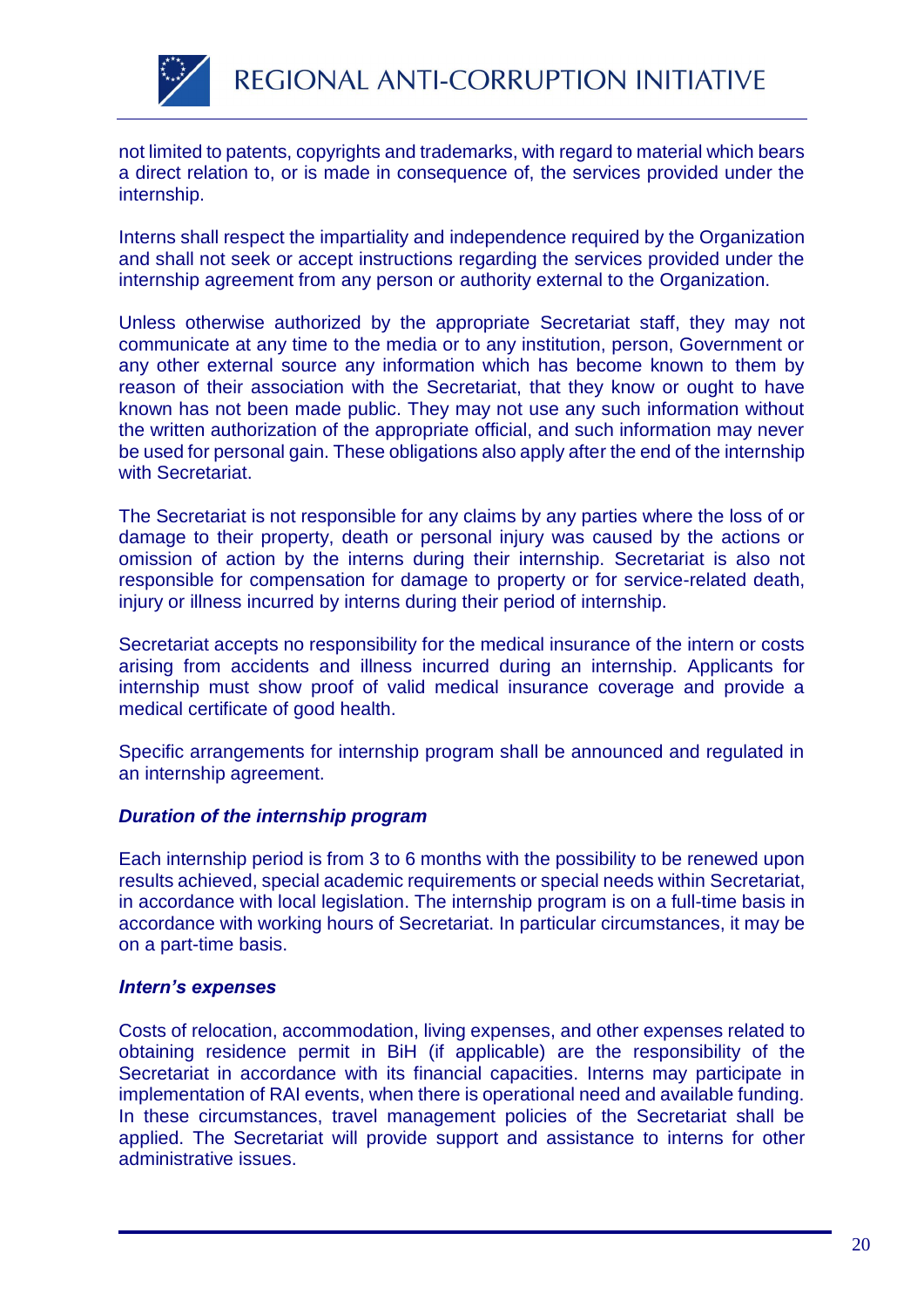not limited to patents, copyrights and trademarks, with regard to material which bears a direct relation to, or is made in consequence of, the services provided under the internship.

Interns shall respect the impartiality and independence required by the Organization and shall not seek or accept instructions regarding the services provided under the internship agreement from any person or authority external to the Organization.

Unless otherwise authorized by the appropriate Secretariat staff, they may not communicate at any time to the media or to any institution, person, Government or any other external source any information which has become known to them by reason of their association with the Secretariat, that they know or ought to have known has not been made public. They may not use any such information without the written authorization of the appropriate official, and such information may never be used for personal gain. These obligations also apply after the end of the internship with Secretariat.

The Secretariat is not responsible for any claims by any parties where the loss of or damage to their property, death or personal injury was caused by the actions or omission of action by the interns during their internship. Secretariat is also not responsible for compensation for damage to property or for service-related death, injury or illness incurred by interns during their period of internship.

Secretariat accepts no responsibility for the medical insurance of the intern or costs arising from accidents and illness incurred during an internship. Applicants for internship must show proof of valid medical insurance coverage and provide a medical certificate of good health.

Specific arrangements for internship program shall be announced and regulated in an internship agreement.

***Duration of the internship program***

Each internship period is from 3 to 6 months with the possibility to be renewed upon results achieved, special academic requirements or special needs within Secretariat, in accordance with local legislation. The internship program is on a full-time basis in accordance with working hours of Secretariat. In particular circumstances, it may be on a part-time basis.

***Intern's expenses***

Costs of relocation, accommodation, living expenses, and other expenses related to obtaining residence permit in BiH (if applicable) are the responsibility of the Secretariat in accordance with its financial capacities. Interns may participate in implementation of RAI events, when there is operational need and available funding. In these circumstances, travel management policies of the Secretariat shall be applied. The Secretariat will provide support and assistance to interns for other administrative issues.